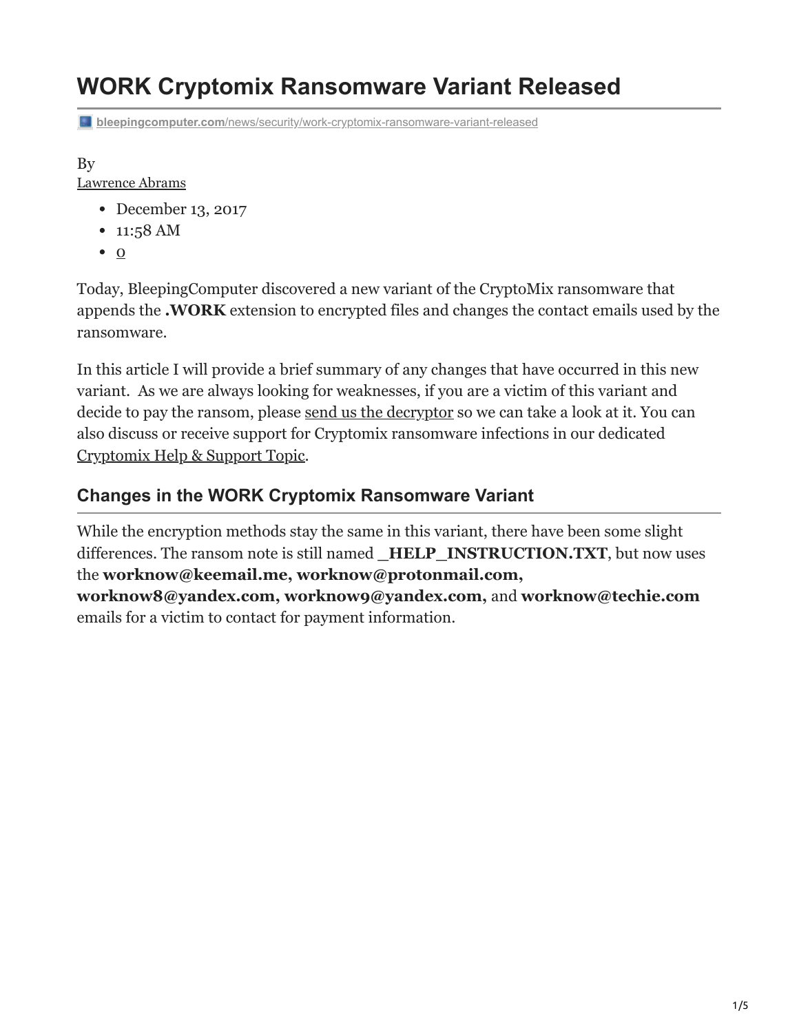# WORK Cryptomix Ransomware Variant Released

bleepingcomputer.com/news/security/work-cryptomix-ransomware-variant-released

By
Lawrence Abrams

- December 13, 2017
- 11:58 AM
- 0

Today, BleepingComputer discovered a new variant of the CryptoMix ransomware that appends the **.WORK** extension to encrypted files and changes the contact emails used by the ransomware.

In this article I will provide a brief summary of any changes that have occurred in this new variant. As we are always looking for weaknesses, if you are a victim of this variant and decide to pay the ransom, please send us the decryptor so we can take a look at it. You can also discuss or receive support for Cryptomix ransomware infections in our dedicated Cryptomix Help & Support Topic.

## Changes in the WORK Cryptomix Ransomware Variant

While the encryption methods stay the same in this variant, there have been some slight differences. The ransom note is still named **_HELP_INSTRUCTION.TXT**, but now uses the **worknow@keemail.me, worknow@protonmail.com, worknow8@yandex.com, worknow9@yandex.com,** and **worknow@techie.com** emails for a victim to contact for payment information.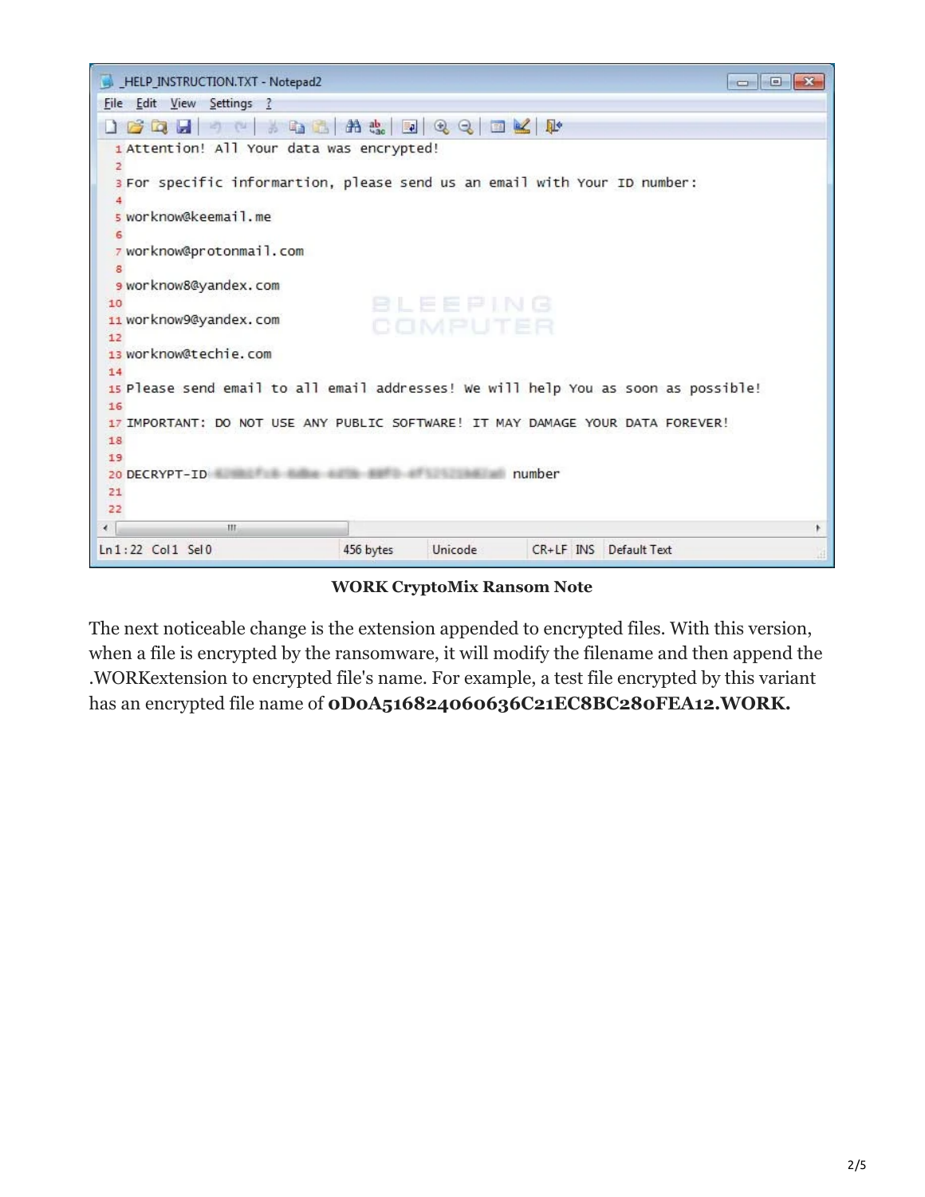WORK CryptoMix Ransom Note

The next noticeable change is the extension appended to encrypted files. With this version, when a file is encrypted by the ransomware, it will modify the filename and then append the .WORKextension to encrypted file's name. For example, a test file encrypted by this variant has an encrypted file name of **0D0A516824060636C21EC8BC280FEA12.WORK.**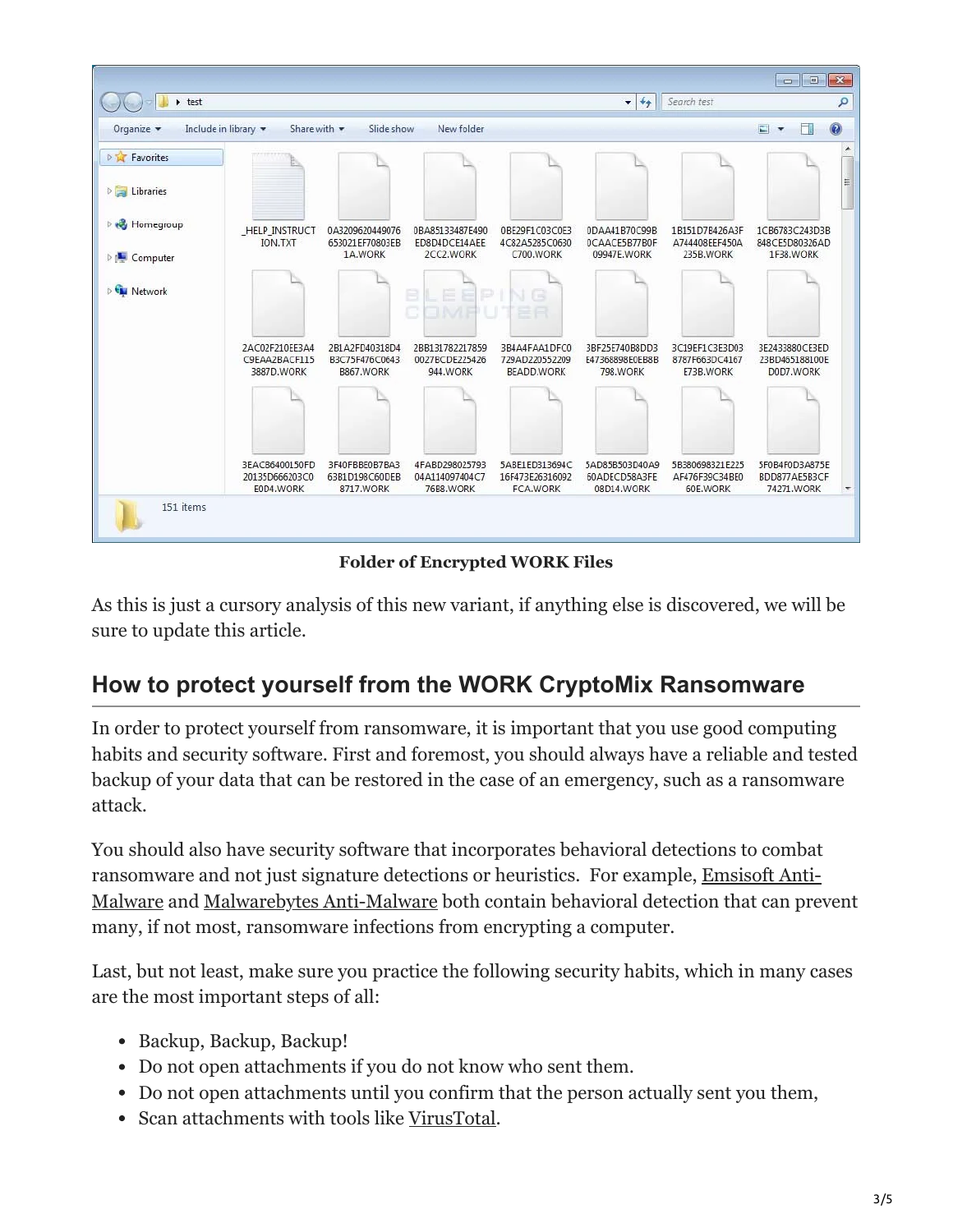Folder of Encrypted WORK Files

As this is just a cursory analysis of this new variant, if anything else is discovered, we will be sure to update this article.

## How to protect yourself from the WORK CryptoMix Ransomware

In order to protect yourself from ransomware, it is important that you use good computing habits and security software. First and foremost, you should always have a reliable and tested backup of your data that can be restored in the case of an emergency, such as a ransomware attack.

You should also have security software that incorporates behavioral detections to combat ransomware and not just signature detections or heuristics. For example, Emsisoft Anti-Malware and Malwarebytes Anti-Malware both contain behavioral detection that can prevent many, if not most, ransomware infections from encrypting a computer.

Last, but not least, make sure you practice the following security habits, which in many cases are the most important steps of all:

- Backup, Backup, Backup!
- Do not open attachments if you do not know who sent them.
- Do not open attachments until you confirm that the person actually sent you them,
- Scan attachments with tools like VirusTotal.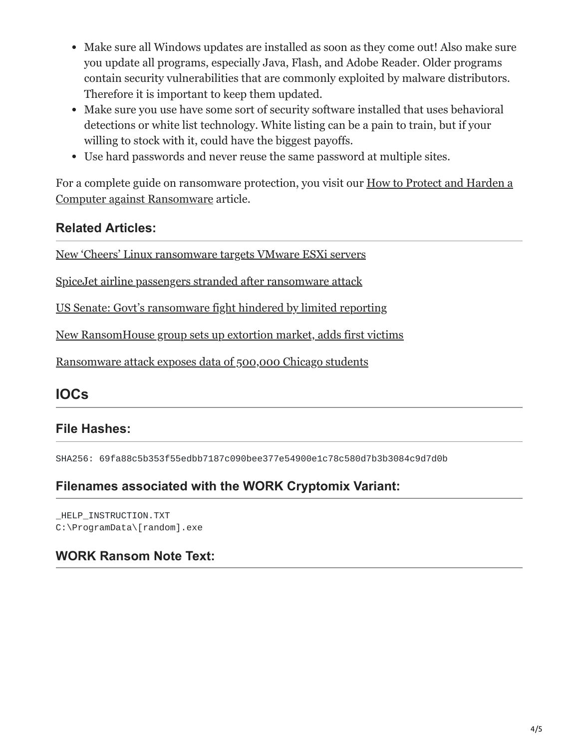- Make sure all Windows updates are installed as soon as they come out! Also make sure you update all programs, especially Java, Flash, and Adobe Reader. Older programs contain security vulnerabilities that are commonly exploited by malware distributors. Therefore it is important to keep them updated.
- Make sure you use have some sort of security software installed that uses behavioral detections or white list technology. White listing can be a pain to train, but if your willing to stock with it, could have the biggest payoffs.
- Use hard passwords and never reuse the same password at multiple sites.

For a complete guide on ransomware protection, you visit our How to Protect and Harden a Computer against Ransomware article.

### Related Articles:

New 'Cheers' Linux ransomware targets VMware ESXi servers

SpiceJet airline passengers stranded after ransomware attack

US Senate: Govt's ransomware fight hindered by limited reporting

New RansomHouse group sets up extortion market, adds first victims

Ransomware attack exposes data of 500,000 Chicago students

## IOCs

### File Hashes:

```
SHA256: 69fa88c5b353f55edbb7187c090bee377e54900e1c78c580d7b3b3084c9d7d0b
```

### Filenames associated with the WORK Cryptomix Variant:

```
_HELP_INSTRUCTION.TXT
C:\ProgramData\[random].exe
```

### WORK Ransom Note Text: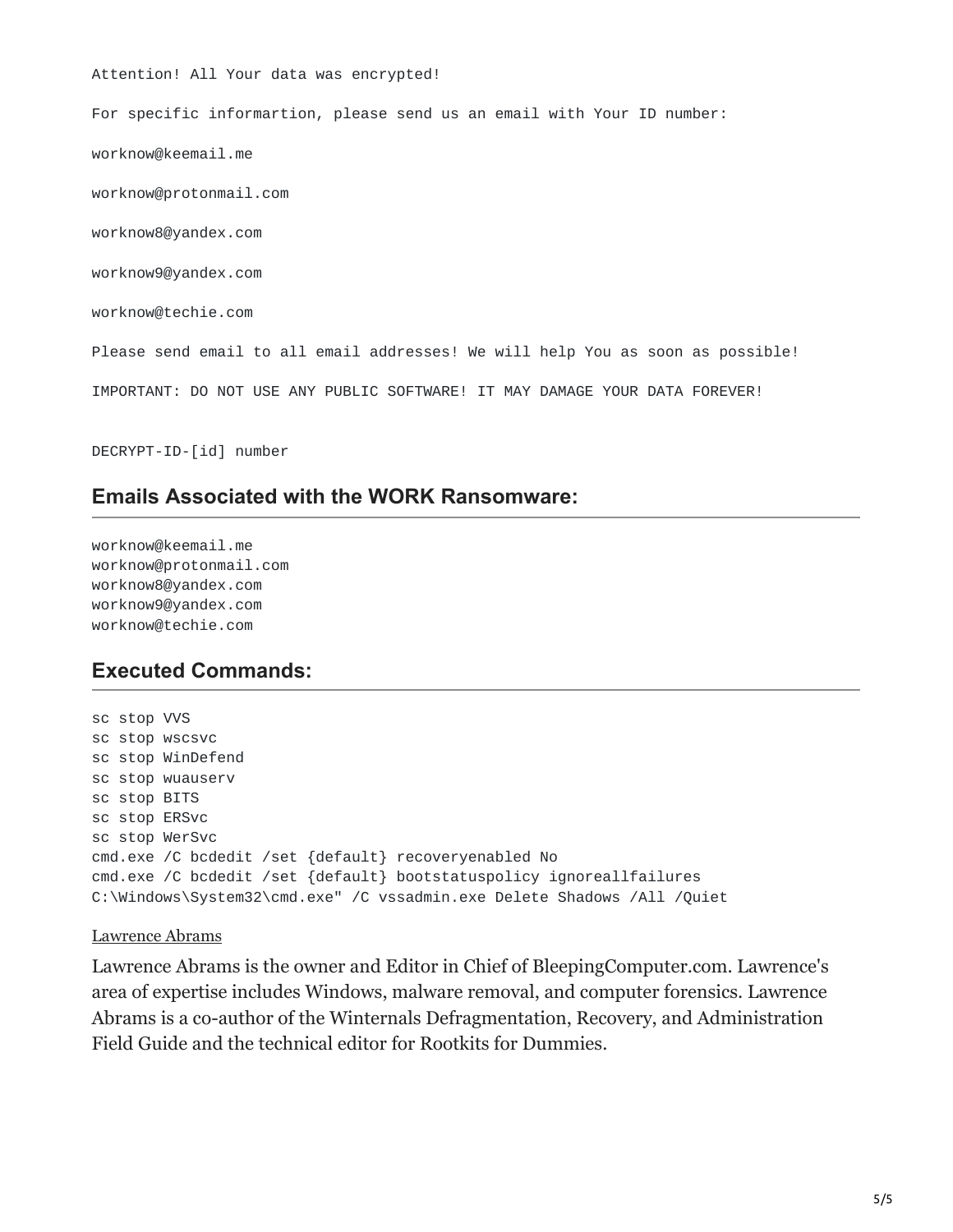```
Attention! All Your data was encrypted!

For specific informartion, please send us an email with Your ID number:

worknow@keemail.me

worknow@protonmail.com

worknow8@yandex.com

worknow9@yandex.com

worknow@techie.com

Please send email to all email addresses! We will help You as soon as possible!

IMPORTANT: DO NOT USE ANY PUBLIC SOFTWARE! IT MAY DAMAGE YOUR DATA FOREVER!


DECRYPT-ID-[id] number
```

## Emails Associated with the WORK Ransomware:

```
worknow@keemail.me
worknow@protonmail.com
worknow8@yandex.com
worknow9@yandex.com
worknow@techie.com
```

## Executed Commands:

```
sc stop VVS
sc stop wscsvc
sc stop WinDefend
sc stop wuauserv
sc stop BITS
sc stop ERSvc
sc stop WerSvc
cmd.exe /C bcdedit /set {default} recoveryenabled No
cmd.exe /C bcdedit /set {default} bootstatuspolicy ignoreallfailures
C:\Windows\System32\cmd.exe" /C vssadmin.exe Delete Shadows /All /Quiet
```

Lawrence Abrams

Lawrence Abrams is the owner and Editor in Chief of BleepingComputer.com. Lawrence's area of expertise includes Windows, malware removal, and computer forensics. Lawrence Abrams is a co-author of the Winternals Defragmentation, Recovery, and Administration Field Guide and the technical editor for Rootkits for Dummies.